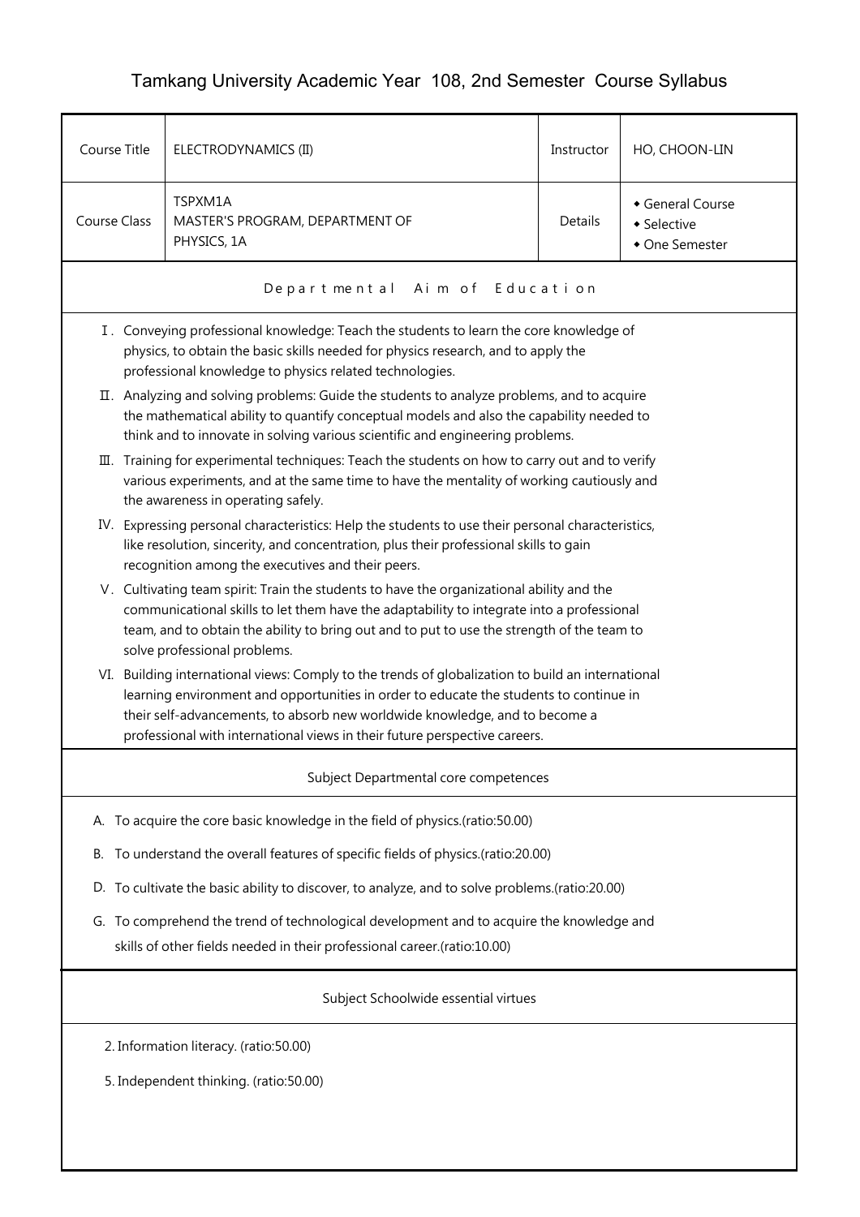# Tamkang University Academic Year 108, 2nd Semester Course Syllabus

| Course Title | ELECTRODYNAMICS (II) | Instructor | HO, CHOON-LIN |
|---|---|---|---|
| Course Class | TSPXM1A<br>MASTER'S PROGRAM, DEPARTMENT OF PHYSICS, 1A | Details | ◆ General Course<br>◆ Selective<br>◆ One Semester |

## Departmental Aim of Education

Ⅰ. Conveying professional knowledge: Teach the students to learn the core knowledge of physics, to obtain the basic skills needed for physics research, and to apply the professional knowledge to physics related technologies.

Ⅱ. Analyzing and solving problems: Guide the students to analyze problems, and to acquire the mathematical ability to quantify conceptual models and also the capability needed to think and to innovate in solving various scientific and engineering problems.

Ⅲ. Training for experimental techniques: Teach the students on how to carry out and to verify various experiments, and at the same time to have the mentality of working cautiously and the awareness in operating safely.

IV. Expressing personal characteristics: Help the students to use their personal characteristics, like resolution, sincerity, and concentration, plus their professional skills to gain recognition among the executives and their peers.

Ⅴ. Cultivating team spirit: Train the students to have the organizational ability and the communicational skills to let them have the adaptability to integrate into a professional team, and to obtain the ability to bring out and to put to use the strength of the team to solve professional problems.

VI. Building international views: Comply to the trends of globalization to build an international learning environment and opportunities in order to educate the students to continue in their self-advancements, to absorb new worldwide knowledge, and to become a professional with international views in their future perspective careers.

## Subject Departmental core competences

A. To acquire the core basic knowledge in the field of physics.(ratio:50.00)

B. To understand the overall features of specific fields of physics.(ratio:20.00)

D. To cultivate the basic ability to discover, to analyze, and to solve problems.(ratio:20.00)

G. To comprehend the trend of technological development and to acquire the knowledge and skills of other fields needed in their professional career.(ratio:10.00)

## Subject Schoolwide essential virtues

2. Information literacy. (ratio:50.00)

5. Independent thinking. (ratio:50.00)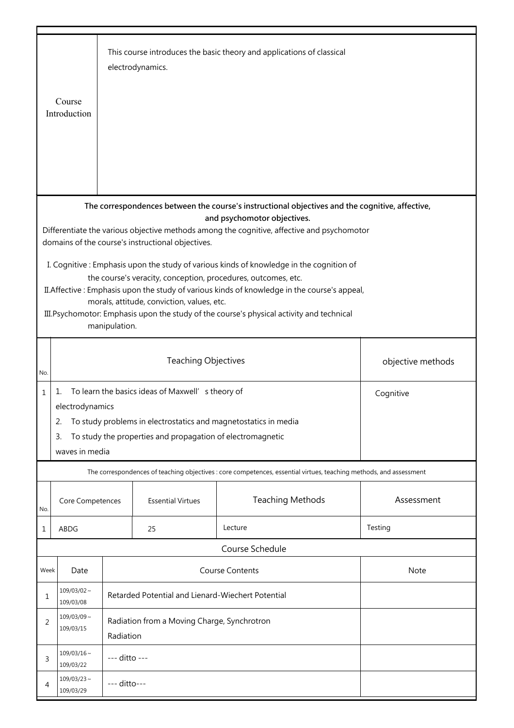| Course Introduction | This course introduces the basic theory and applications of classical electrodynamics. |
|---|---|

**The correspondences between the course's instructional objectives and the cognitive, affective, and psychomotor objectives.**

Differentiate the various objective methods among the cognitive, affective and psychomotor domains of the course's instructional objectives.

I. Cognitive : Emphasis upon the study of various kinds of knowledge in the cognition of the course's veracity, conception, procedures, outcomes, etc.

II.Affective : Emphasis upon the study of various kinds of knowledge in the course's appeal, morals, attitude, conviction, values, etc.

III.Psychomotor: Emphasis upon the study of the course's physical activity and technical manipulation.

| No. | Teaching Objectives | objective methods |
|---|---|---|
| 1 | 1. To learn the basics ideas of Maxwell' s theory of electrodynamics<br>2. To study problems in electrostatics and magnetostatics in media<br>3. To study the properties and propagation of electromagnetic waves in media | Cognitive |

The correspondences of teaching objectives : core competences, essential virtues, teaching methods, and assessment

| No. | Core Competences | Essential Virtues | Teaching Methods | Assessment |
|---|---|---|---|---|
| 1 | ABDG | 25 | Lecture | Testing |

Course Schedule

| Week | Date | Course Contents | Note |
|---|---|---|---|
| 1 | 109/03/02～109/03/08 | Retarded Potential and Lienard-Wiechert Potential | |
| 2 | 109/03/09～109/03/15 | Radiation from a Moving Charge, Synchrotron Radiation | |
| 3 | 109/03/16～109/03/22 | --- ditto --- | |
| 4 | 109/03/23～109/03/29 | --- ditto--- | |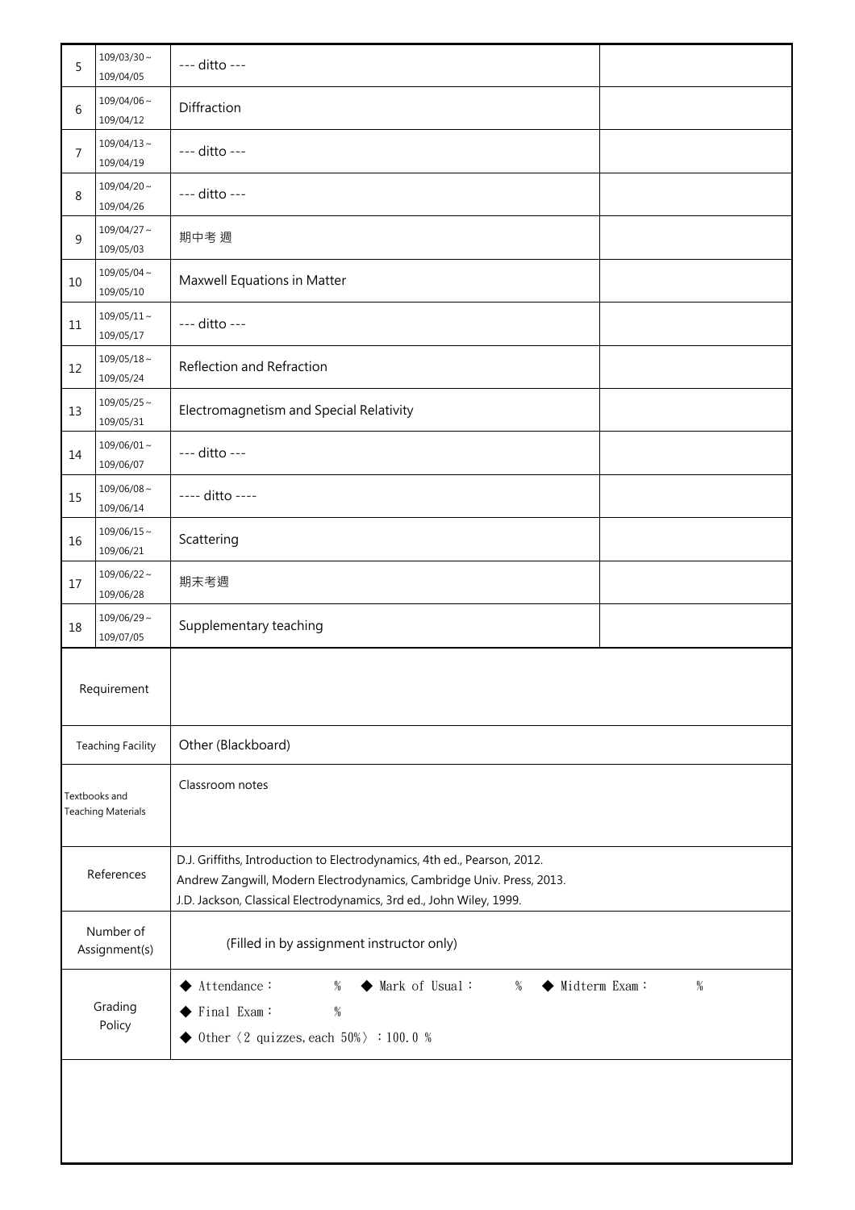| 5 | 109/03/30～109/04/05 | --- ditto --- | |
|---|---|---|---|
| 6 | 109/04/06～109/04/12 | Diffraction | |
| 7 | 109/04/13～109/04/19 | --- ditto --- | |
| 8 | 109/04/20～109/04/26 | --- ditto --- | |
| 9 | 109/04/27～109/05/03 | 期中考 週 | |
| 10 | 109/05/04～109/05/10 | Maxwell Equations in Matter | |
| 11 | 109/05/11～109/05/17 | --- ditto --- | |
| 12 | 109/05/18～109/05/24 | Reflection and Refraction | |
| 13 | 109/05/25～109/05/31 | Electromagnetism and Special Relativity | |
| 14 | 109/06/01～109/06/07 | --- ditto --- | |
| 15 | 109/06/08～109/06/14 | ---- ditto ---- | |
| 16 | 109/06/15～109/06/21 | Scattering | |
| 17 | 109/06/22～109/06/28 | 期末考週 | |
| 18 | 109/06/29～109/07/05 | Supplementary teaching | |

| | |
|---|---|
| Requirement | |
| Teaching Facility | Other (Blackboard) |
| Textbooks and Teaching Materials | Classroom notes |
| References | D.J. Griffiths, Introduction to Electrodynamics, 4th ed., Pearson, 2012.<br>Andrew Zangwill, Modern Electrodynamics, Cambridge Univ. Press, 2013.<br>J.D. Jackson, Classical Electrodynamics, 3rd ed., John Wiley, 1999. |
| Number of Assignment(s) | (Filled in by assignment instructor only) |
| Grading Policy | ◆ Attendance： % ◆ Mark of Usual： % ◆ Midterm Exam： %<br>◆ Final Exam： %<br>◆ Other〈2 quizzes, each 50%〉：100.0 % |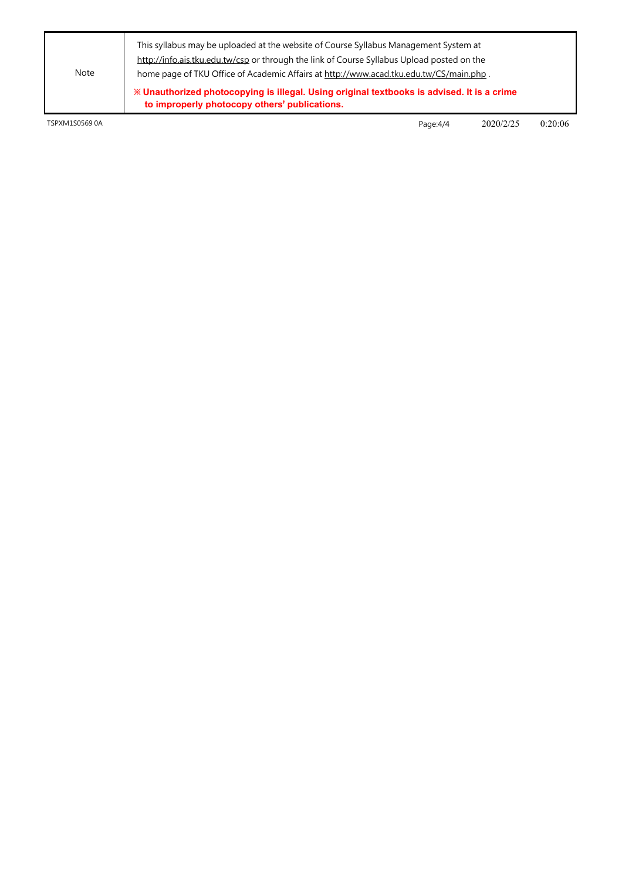| | |
|---|---|
| Note | This syllabus may be uploaded at the website of Course Syllabus Management System at http://info.ais.tku.edu.tw/csp or through the link of Course Syllabus Upload posted on the home page of TKU Office of Academic Affairs at http://www.acad.tku.edu.tw/CS/main.php .<br>**※ Unauthorized photocopying is illegal. Using original textbooks is advised. It is a crime to improperly photocopy others' publications.** |